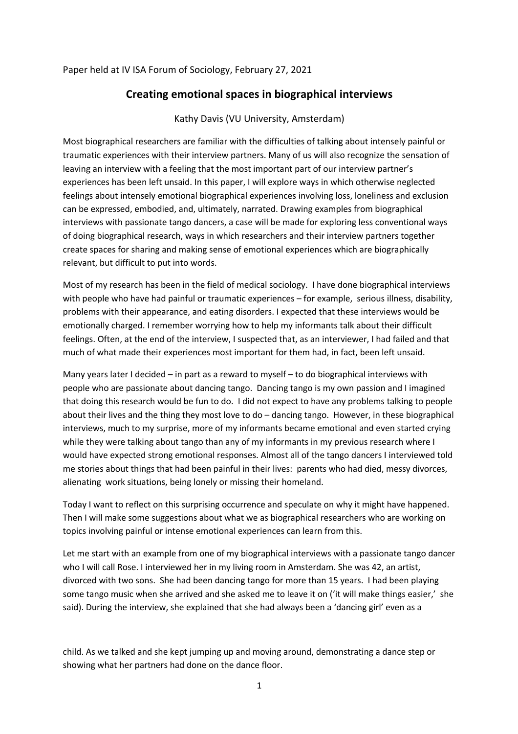Paper held at IV ISA Forum of Sociology, February 27, 2021

# Creating emotional spaces in biographical interviews

Kathy Davis (VU University, Amsterdam)

Most biographical researchers are familiar with the difficulties of talking about intensely painful or traumatic experiences with their interview partners. Many of us will also recognize the sensation of leaving an interview with a feeling that the most important part of our interview partner's experiences has been left unsaid. In this paper, I will explore ways in which otherwise neglected feelings about intensely emotional biographical experiences involving loss, loneliness and exclusion can be expressed, embodied, and, ultimately, narrated. Drawing examples from biographical interviews with passionate tango dancers, a case will be made for exploring less conventional ways of doing biographical research, ways in which researchers and their interview partners together create spaces for sharing and making sense of emotional experiences which are biographically relevant, but difficult to put into words.

Most of my research has been in the field of medical sociology. I have done biographical interviews with people who have had painful or traumatic experiences – for example, serious illness, disability, problems with their appearance, and eating disorders. I expected that these interviews would be emotionally charged. I remember worrying how to help my informants talk about their difficult feelings. Often, at the end of the interview, I suspected that, as an interviewer, I had failed and that much of what made their experiences most important for them had, in fact, been left unsaid.

Many years later I decided – in part as a reward to myself – to do biographical interviews with people who are passionate about dancing tango. Dancing tango is my own passion and I imagined that doing this research would be fun to do. I did not expect to have any problems talking to people about their lives and the thing they most love to do – dancing tango. However, in these biographical interviews, much to my surprise, more of my informants became emotional and even started crying while they were talking about tango than any of my informants in my previous research where I would have expected strong emotional responses. Almost all of the tango dancers I interviewed told me stories about things that had been painful in their lives: parents who had died, messy divorces, alienating work situations, being lonely or missing their homeland.

Today I want to reflect on this surprising occurrence and speculate on why it might have happened. Then I will make some suggestions about what we as biographical researchers who are working on topics involving painful or intense emotional experiences can learn from this.

Let me start with an example from one of my biographical interviews with a passionate tango dancer who I will call Rose. I interviewed her in my living room in Amsterdam. She was 42, an artist, divorced with two sons. She had been dancing tango for more than 15 years. I had been playing some tango music when she arrived and she asked me to leave it on ('it will make things easier,' she said). During the interview, she explained that she had always been a 'dancing girl' even as a child. As we talked and she kept jumping up and moving around, demonstrating a dance step or showing what her partners had done on the dance floor.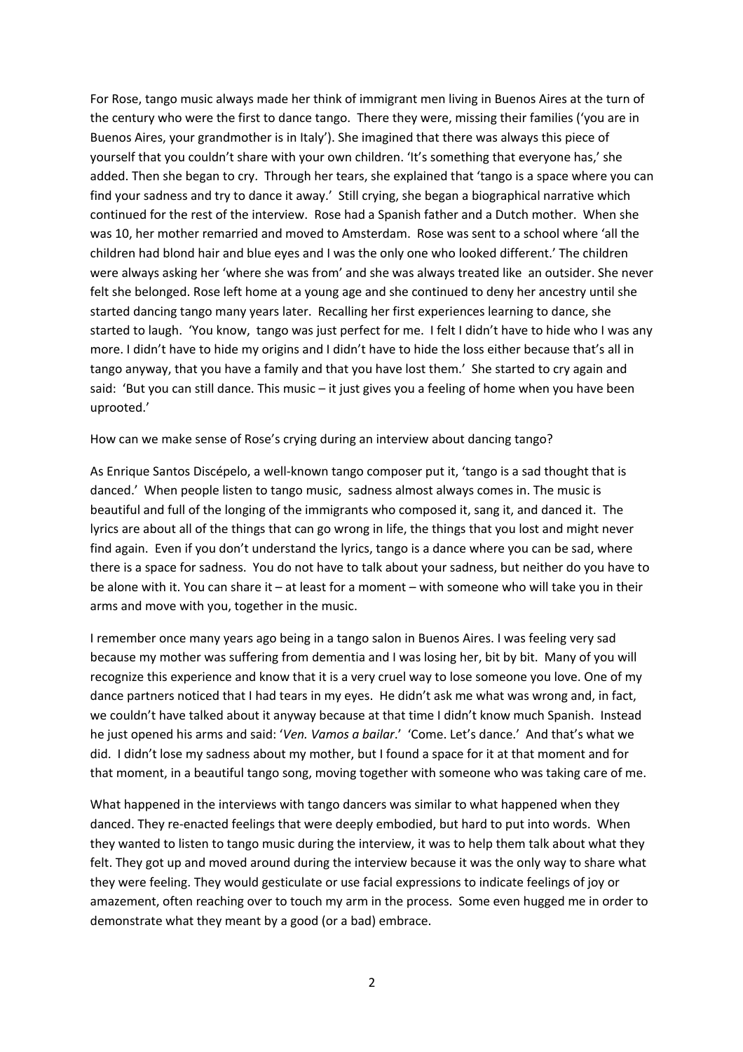For Rose, tango music always made her think of immigrant men living in Buenos Aires at the turn of the century who were the first to dance tango. There they were, missing their families ('you are in Buenos Aires, your grandmother is in Italy'). She imagined that there was always this piece of yourself that you couldn't share with your own children. 'It's something that everyone has,' she added. Then she began to cry. Through her tears, she explained that 'tango is a space where you can find your sadness and try to dance it away.' Still crying, she began a biographical narrative which continued for the rest of the interview. Rose had a Spanish father and a Dutch mother. When she was 10, her mother remarried and moved to Amsterdam. Rose was sent to a school where 'all the children had blond hair and blue eyes and I was the only one who looked different.' The children were always asking her 'where she was from' and she was always treated like an outsider. She never felt she belonged. Rose left home at a young age and she continued to deny her ancestry until she started dancing tango many years later. Recalling her first experiences learning to dance, she started to laugh. 'You know, tango was just perfect for me. I felt I didn't have to hide who I was any more. I didn't have to hide my origins and I didn't have to hide the loss either because that's all in tango anyway, that you have a family and that you have lost them.' She started to cry again and said: 'But you can still dance. This music – it just gives you a feeling of home when you have been uprooted.'

How can we make sense of Rose's crying during an interview about dancing tango?

As Enrique Santos Discépelo, a well-known tango composer put it, 'tango is a sad thought that is danced.' When people listen to tango music, sadness almost always comes in. The music is beautiful and full of the longing of the immigrants who composed it, sang it, and danced it. The lyrics are about all of the things that can go wrong in life, the things that you lost and might never find again. Even if you don't understand the lyrics, tango is a dance where you can be sad, where there is a space for sadness. You do not have to talk about your sadness, but neither do you have to be alone with it. You can share it – at least for a moment – with someone who will take you in their arms and move with you, together in the music.

I remember once many years ago being in a tango salon in Buenos Aires. I was feeling very sad because my mother was suffering from dementia and I was losing her, bit by bit. Many of you will recognize this experience and know that it is a very cruel way to lose someone you love. One of my dance partners noticed that I had tears in my eyes. He didn't ask me what was wrong and, in fact, we couldn't have talked about it anyway because at that time I didn't know much Spanish. Instead he just opened his arms and said: '*Ven. Vamos a bailar*.' 'Come. Let's dance.' And that's what we did. I didn't lose my sadness about my mother, but I found a space for it at that moment and for that moment, in a beautiful tango song, moving together with someone who was taking care of me.

What happened in the interviews with tango dancers was similar to what happened when they danced. They re-enacted feelings that were deeply embodied, but hard to put into words. When they wanted to listen to tango music during the interview, it was to help them talk about what they felt. They got up and moved around during the interview because it was the only way to share what they were feeling. They would gesticulate or use facial expressions to indicate feelings of joy or amazement, often reaching over to touch my arm in the process. Some even hugged me in order to demonstrate what they meant by a good (or a bad) embrace.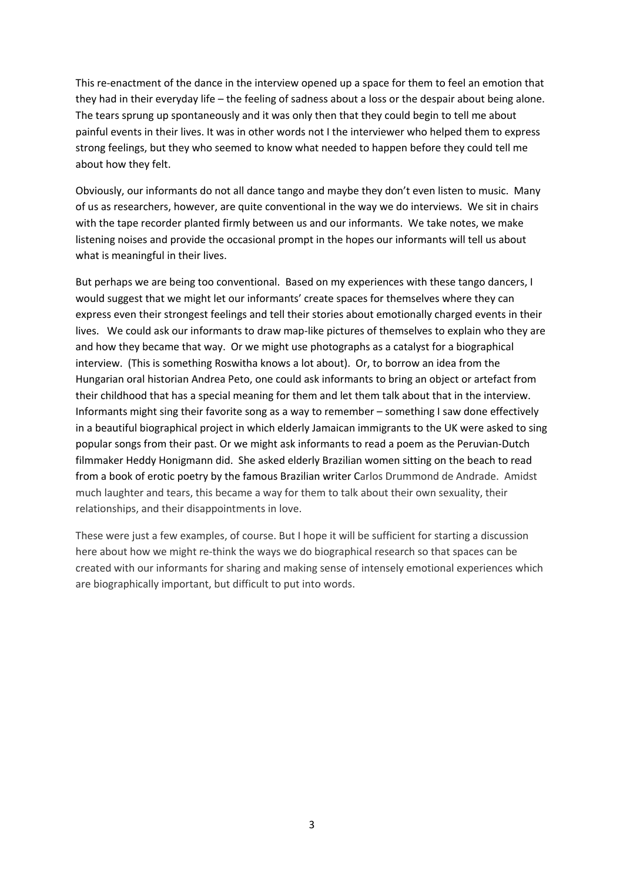This re-enactment of the dance in the interview opened up a space for them to feel an emotion that they had in their everyday life – the feeling of sadness about a loss or the despair about being alone. The tears sprung up spontaneously and it was only then that they could begin to tell me about painful events in their lives. It was in other words not I the interviewer who helped them to express strong feelings, but they who seemed to know what needed to happen before they could tell me about how they felt.

Obviously, our informants do not all dance tango and maybe they don't even listen to music. Many of us as researchers, however, are quite conventional in the way we do interviews. We sit in chairs with the tape recorder planted firmly between us and our informants. We take notes, we make listening noises and provide the occasional prompt in the hopes our informants will tell us about what is meaningful in their lives.

But perhaps we are being too conventional. Based on my experiences with these tango dancers, I would suggest that we might let our informants' create spaces for themselves where they can express even their strongest feelings and tell their stories about emotionally charged events in their lives. We could ask our informants to draw map-like pictures of themselves to explain who they are and how they became that way. Or we might use photographs as a catalyst for a biographical interview. (This is something Roswitha knows a lot about). Or, to borrow an idea from the Hungarian oral historian Andrea Peto, one could ask informants to bring an object or artefact from their childhood that has a special meaning for them and let them talk about that in the interview. Informants might sing their favorite song as a way to remember – something I saw done effectively in a beautiful biographical project in which elderly Jamaican immigrants to the UK were asked to sing popular songs from their past. Or we might ask informants to read a poem as the Peruvian-Dutch filmmaker Heddy Honigmann did. She asked elderly Brazilian women sitting on the beach to read from a book of erotic poetry by the famous Brazilian writer Carlos Drummond de Andrade. Amidst much laughter and tears, this became a way for them to talk about their own sexuality, their relationships, and their disappointments in love.

These were just a few examples, of course. But I hope it will be sufficient for starting a discussion here about how we might re-think the ways we do biographical research so that spaces can be created with our informants for sharing and making sense of intensely emotional experiences which are biographically important, but difficult to put into words.